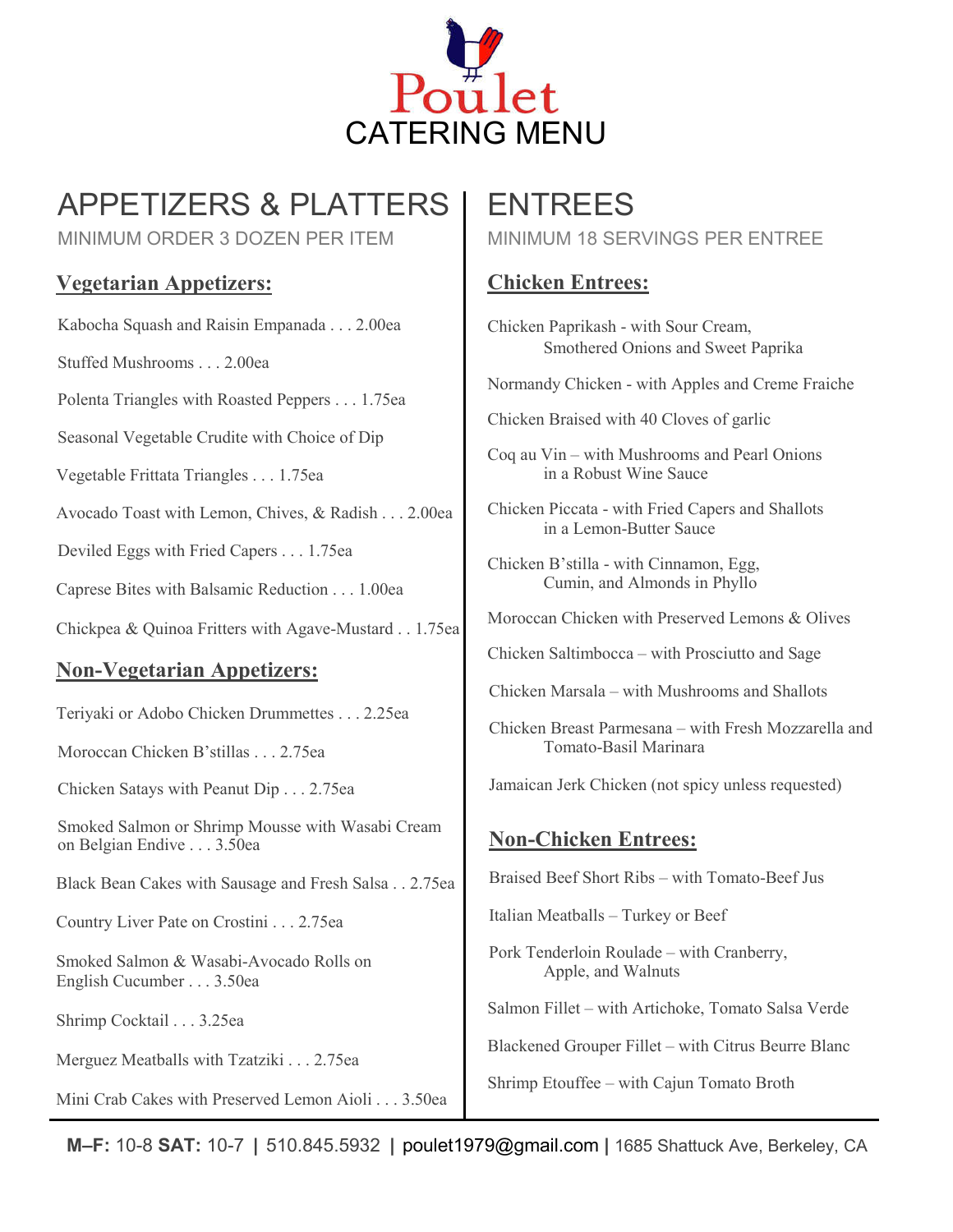# Poulet
# CATERING MENU

## APPETIZERS & PLATTERS

MINIMUM ORDER 3 DOZEN PER ITEM

### Vegetarian Appetizers:

Kabocha Squash and Raisin Empanada . . . 2.00ea

Stuffed Mushrooms . . . 2.00ea

Polenta Triangles with Roasted Peppers . . . 1.75ea

Seasonal Vegetable Crudite with Choice of Dip

Vegetable Frittata Triangles . . . 1.75ea

Avocado Toast with Lemon, Chives, & Radish . . . 2.00ea

Deviled Eggs with Fried Capers . . . 1.75ea

Caprese Bites with Balsamic Reduction . . . 1.00ea

Chickpea & Quinoa Fritters with Agave-Mustard . . 1.75ea

### Non-Vegetarian Appetizers:

Teriyaki or Adobo Chicken Drummettes . . . 2.25ea

Moroccan Chicken B'stillas . . . 2.75ea

Chicken Satays with Peanut Dip . . . 2.75ea

Smoked Salmon or Shrimp Mousse with Wasabi Cream on Belgian Endive . . . 3.50ea

Black Bean Cakes with Sausage and Fresh Salsa . . 2.75ea

Country Liver Pate on Crostini . . . 2.75ea

Smoked Salmon & Wasabi-Avocado Rolls on English Cucumber . . . 3.50ea

Shrimp Cocktail . . . 3.25ea

Merguez Meatballs with Tzatziki . . . 2.75ea

Mini Crab Cakes with Preserved Lemon Aioli . . . 3.50ea

## ENTREES

MINIMUM 18 SERVINGS PER ENTREE

### Chicken Entrees:

Chicken Paprikash - with Sour Cream, Smothered Onions and Sweet Paprika

Normandy Chicken - with Apples and Creme Fraiche

Chicken Braised with 40 Cloves of garlic

Coq au Vin – with Mushrooms and Pearl Onions in a Robust Wine Sauce

Chicken Piccata - with Fried Capers and Shallots in a Lemon-Butter Sauce

Chicken B'stilla - with Cinnamon, Egg, Cumin, and Almonds in Phyllo

Moroccan Chicken with Preserved Lemons & Olives

Chicken Saltimbocca – with Prosciutto and Sage

Chicken Marsala – with Mushrooms and Shallots

Chicken Breast Parmesana – with Fresh Mozzarella and Tomato-Basil Marinara

Jamaican Jerk Chicken (not spicy unless requested)

### Non-Chicken Entrees:

Braised Beef Short Ribs – with Tomato-Beef Jus

Italian Meatballs – Turkey or Beef

Pork Tenderloin Roulade – with Cranberry, Apple, and Walnuts

Salmon Fillet – with Artichoke, Tomato Salsa Verde

Blackened Grouper Fillet – with Citrus Beurre Blanc

Shrimp Etouffee – with Cajun Tomato Broth

**M–F:** 10-8 **SAT:** 10-7 **|** 510.845.5932 **|** poulet1979@gmail.com **|** 1685 Shattuck Ave, Berkeley, CA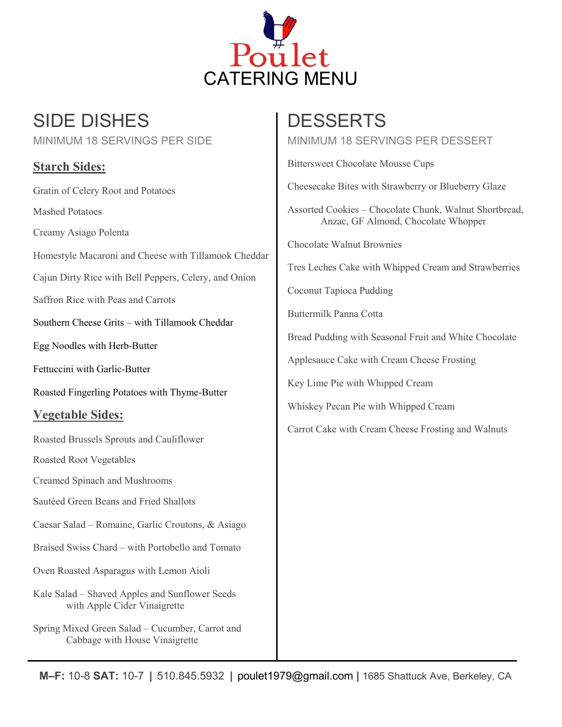# Poulet
## CATERING MENU

## SIDE DISHES

MINIMUM 18 SERVINGS PER SIDE

### Starch Sides:

Gratin of Celery Root and Potatoes

Mashed Potatoes

Creamy Asiago Polenta

Homestyle Macaroni and Cheese with Tillamook Cheddar

Cajun Dirty Rice with Bell Peppers, Celery, and Onion

Saffron Rice with Peas and Carrots

Southern Cheese Grits – with Tillamook Cheddar

Egg Noodles with Herb-Butter

Fettuccini with Garlic-Butter

Roasted Fingerling Potatoes with Thyme-Butter

### Vegetable Sides:

Roasted Brussels Sprouts and Cauliflower

Roasted Root Vegetables

Creamed Spinach and Mushrooms

Sautéed Green Beans and Fried Shallots

Caesar Salad – Romaine, Garlic Croutons, & Asiago

Braised Swiss Chard – with Portobello and Tomato

Oven Roasted Asparagus with Lemon Aioli

Kale Salad – Shaved Apples and Sunflower Seeds with Apple Cider Vinaigrette

Spring Mixed Green Salad – Cucumber, Carrot and Cabbage with House Vinaigrette

## DESSERTS

MINIMUM 18 SERVINGS PER DESSERT

Bittersweet Chocolate Mousse Cups

Cheesecake Bites with Strawberry or Blueberry Glaze

Assorted Cookies – Chocolate Chunk, Walnut Shortbread, Anzac, GF Almond, Chocolate Whopper

Chocolate Walnut Brownies

Tres Leches Cake with Whipped Cream and Strawberries

Coconut Tapioca Pudding

Buttermilk Panna Cotta

Bread Pudding with Seasonal Fruit and White Chocolate

Applesauce Cake with Cream Cheese Frosting

Key Lime Pie with Whipped Cream

Whiskey Pecan Pie with Whipped Cream

Carrot Cake with Cream Cheese Frosting and Walnuts

**M–F:** 10-8 **SAT:** 10-7 | 510.845.5932 | poulet1979@gmail.com | 1685 Shattuck Ave, Berkeley, CA